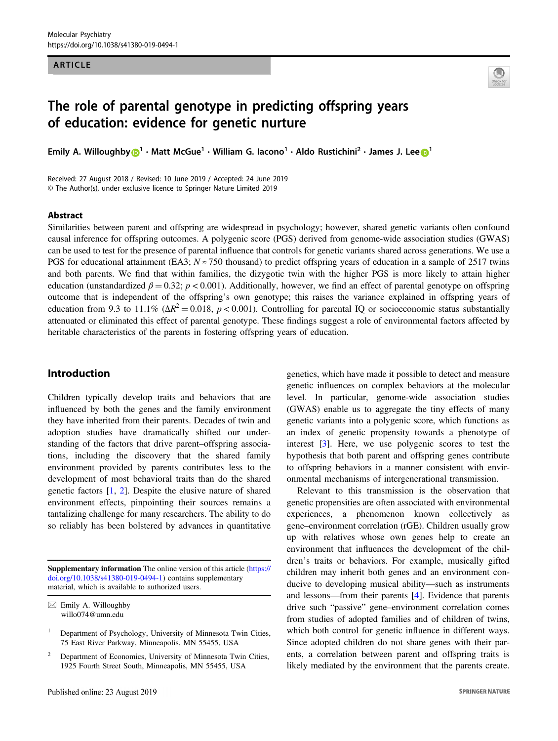ARTICLE

# The role of parental genotype in predicting offspring years of education: evidence for genetic nurture

Emily A. Willoughby[1] · Matt McGue[1] · William G. Iacono[1] · Aldo Rustichini[2] · James J. Lee[1]

Received: 27 August 2018 / Revised: 10 June 2019 / Accepted: 24 June 2019
© The Author(s), under exclusive licence to Springer Nature Limited 2019

## Abstract

Similarities between parent and offspring are widespread in psychology; however, shared genetic variants often confound causal inference for offspring outcomes. A polygenic score (PGS) derived from genome-wide association studies (GWAS) can be used to test for the presence of parental influence that controls for genetic variants shared across generations. We use a PGS for educational attainment (EA3; $N \approx 750$ thousand) to predict offspring years of education in a sample of 2517 twins and both parents. We find that within families, the dizygotic twin with the higher PGS is more likely to attain higher education (unstandardized $\beta = 0.32$; $p < 0.001$). Additionally, however, we find an effect of parental genotype on offspring outcome that is independent of the offspring's own genotype; this raises the variance explained in offspring years of education from 9.3 to 11.1% ($\Delta R^2 = 0.018$, $p < 0.001$). Controlling for parental IQ or socioeconomic status substantially attenuated or eliminated this effect of parental genotype. These findings suggest a role of environmental factors affected by heritable characteristics of the parents in fostering offspring years of education.

## Introduction

Children typically develop traits and behaviors that are influenced by both the genes and the family environment they have inherited from their parents. Decades of twin and adoption studies have dramatically shifted our understanding of the factors that drive parent–offspring associations, including the discovery that the shared family environment provided by parents contributes less to the development of most behavioral traits than do the shared genetic factors [1, 2]. Despite the elusive nature of shared environment effects, pinpointing their sources remains a tantalizing challenge for many researchers. The ability to do so reliably has been bolstered by advances in quantitative genetics, which have made it possible to detect and measure genetic influences on complex behaviors at the molecular level. In particular, genome-wide association studies (GWAS) enable us to aggregate the tiny effects of many genetic variants into a polygenic score, which functions as an index of genetic propensity towards a phenotype of interest [3]. Here, we use polygenic scores to test the hypothesis that both parent and offspring genes contribute to offspring behaviors in a manner consistent with environmental mechanisms of intergenerational transmission.

Relevant to this transmission is the observation that genetic propensities are often associated with environmental experiences, a phenomenon known collectively as gene–environment correlation (rGE). Children usually grow up with relatives whose own genes help to create an environment that influences the development of the children's traits or behaviors. For example, musically gifted children may inherit both genes and an environment conducive to developing musical ability—such as instruments and lessons—from their parents [4]. Evidence that parents drive such "passive" gene–environment correlation comes from studies of adopted families and of children of twins, which both control for genetic influence in different ways. Since adopted children do not share genes with their parents, a correlation between parent and offspring traits is likely mediated by the environment that the parents create.

**Supplementary information** The online version of this article (https://doi.org/10.1038/s41380-019-0494-1) contains supplementary material, which is available to authorized users.

✉ Emily A. Willoughby
willo074@umn.edu

[1] Department of Psychology, University of Minnesota Twin Cities, 75 East River Parkway, Minneapolis, MN 55455, USA

[2] Department of Economics, University of Minnesota Twin Cities, 1925 Fourth Street South, Minneapolis, MN 55455, USA

Published online: 23 August 2019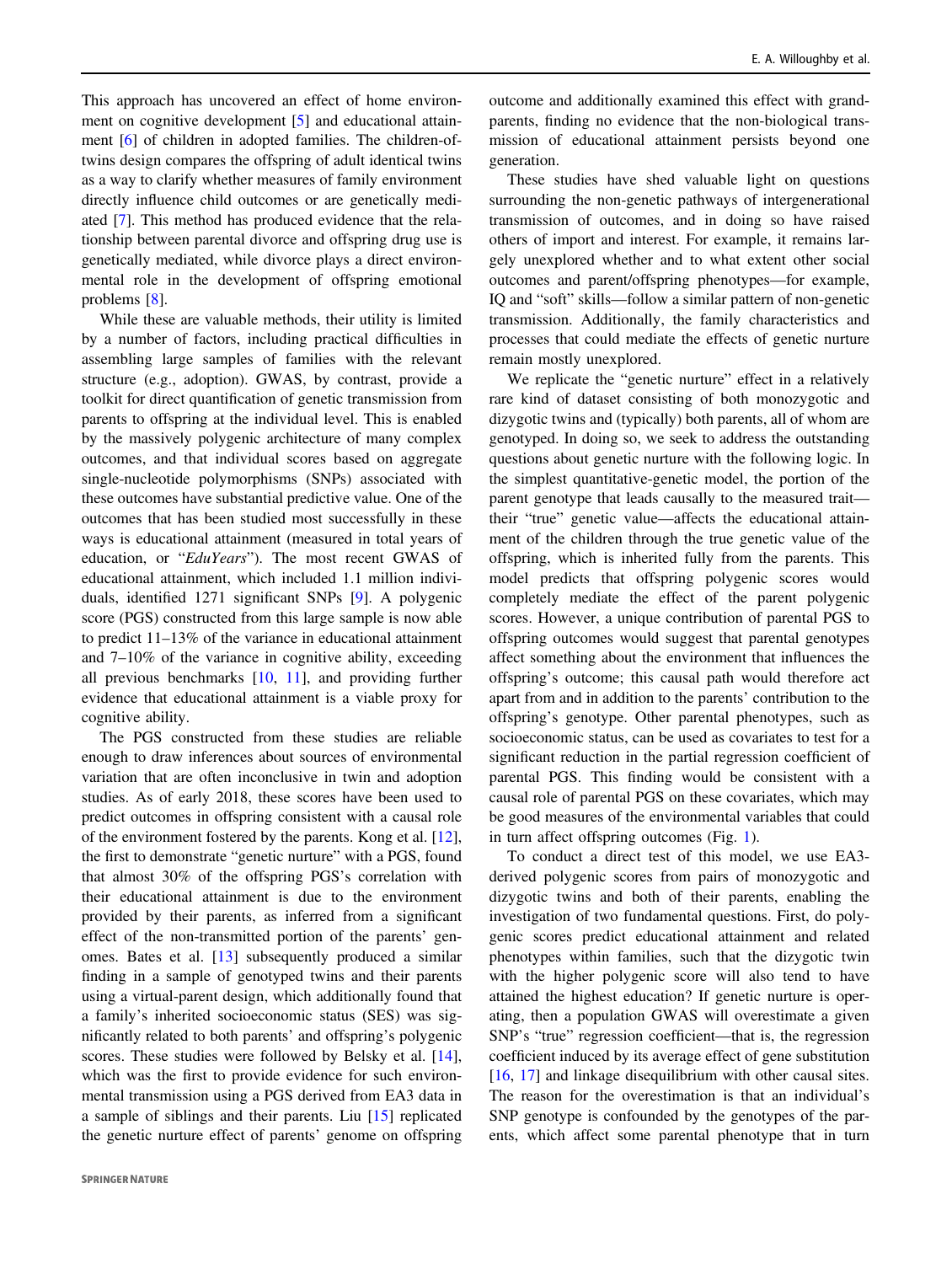This approach has uncovered an effect of home environment on cognitive development [5] and educational attainment [6] of children in adopted families. The children-of-twins design compares the offspring of adult identical twins as a way to clarify whether measures of family environment directly influence child outcomes or are genetically mediated [7]. This method has produced evidence that the relationship between parental divorce and offspring drug use is genetically mediated, while divorce plays a direct environmental role in the development of offspring emotional problems [8].

While these are valuable methods, their utility is limited by a number of factors, including practical difficulties in assembling large samples of families with the relevant structure (e.g., adoption). GWAS, by contrast, provide a toolkit for direct quantification of genetic transmission from parents to offspring at the individual level. This is enabled by the massively polygenic architecture of many complex outcomes, and that individual scores based on aggregate single-nucleotide polymorphisms (SNPs) associated with these outcomes have substantial predictive value. One of the outcomes that has been studied most successfully in these ways is educational attainment (measured in total years of education, or "*EduYears*"). The most recent GWAS of educational attainment, which included 1.1 million individuals, identified 1271 significant SNPs [9]. A polygenic score (PGS) constructed from this large sample is now able to predict 11–13% of the variance in educational attainment and 7–10% of the variance in cognitive ability, exceeding all previous benchmarks [10, 11], and providing further evidence that educational attainment is a viable proxy for cognitive ability.

The PGS constructed from these studies are reliable enough to draw inferences about sources of environmental variation that are often inconclusive in twin and adoption studies. As of early 2018, these scores have been used to predict outcomes in offspring consistent with a causal role of the environment fostered by the parents. Kong et al. [12], the first to demonstrate "genetic nurture" with a PGS, found that almost 30% of the offspring PGS's correlation with their educational attainment is due to the environment provided by their parents, as inferred from a significant effect of the non-transmitted portion of the parents' genomes. Bates et al. [13] subsequently produced a similar finding in a sample of genotyped twins and their parents using a virtual-parent design, which additionally found that a family's inherited socioeconomic status (SES) was significantly related to both parents' and offspring's polygenic scores. These studies were followed by Belsky et al. [14], which was the first to provide evidence for such environmental transmission using a PGS derived from EA3 data in a sample of siblings and their parents. Liu [15] replicated the genetic nurture effect of parents' genome on offspring outcome and additionally examined this effect with grandparents, finding no evidence that the non-biological transmission of educational attainment persists beyond one generation.

These studies have shed valuable light on questions surrounding the non-genetic pathways of intergenerational transmission of outcomes, and in doing so have raised others of import and interest. For example, it remains largely unexplored whether and to what extent other social outcomes and parent/offspring phenotypes—for example, IQ and "soft" skills—follow a similar pattern of non-genetic transmission. Additionally, the family characteristics and processes that could mediate the effects of genetic nurture remain mostly unexplored.

We replicate the "genetic nurture" effect in a relatively rare kind of dataset consisting of both monozygotic and dizygotic twins and (typically) both parents, all of whom are genotyped. In doing so, we seek to address the outstanding questions about genetic nurture with the following logic. In the simplest quantitative-genetic model, the portion of the parent genotype that leads causally to the measured trait—their "true" genetic value—affects the educational attainment of the children through the true genetic value of the offspring, which is inherited fully from the parents. This model predicts that offspring polygenic scores would completely mediate the effect of the parent polygenic scores. However, a unique contribution of parental PGS to offspring outcomes would suggest that parental genotypes affect something about the environment that influences the offspring's outcome; this causal path would therefore act apart from and in addition to the parents' contribution to the offspring's genotype. Other parental phenotypes, such as socioeconomic status, can be used as covariates to test for a significant reduction in the partial regression coefficient of parental PGS. This finding would be consistent with a causal role of parental PGS on these covariates, which may be good measures of the environmental variables that could in turn affect offspring outcomes (Fig. 1).

To conduct a direct test of this model, we use EA3-derived polygenic scores from pairs of monozygotic and dizygotic twins and both of their parents, enabling the investigation of two fundamental questions. First, do polygenic scores predict educational attainment and related phenotypes within families, such that the dizygotic twin with the higher polygenic score will also tend to have attained the highest education? If genetic nurture is operating, then a population GWAS will overestimate a given SNP's "true" regression coefficient—that is, the regression coefficient induced by its average effect of gene substitution [16, 17] and linkage disequilibrium with other causal sites. The reason for the overestimation is that an individual's SNP genotype is confounded by the genotypes of the parents, which affect some parental phenotype that in turn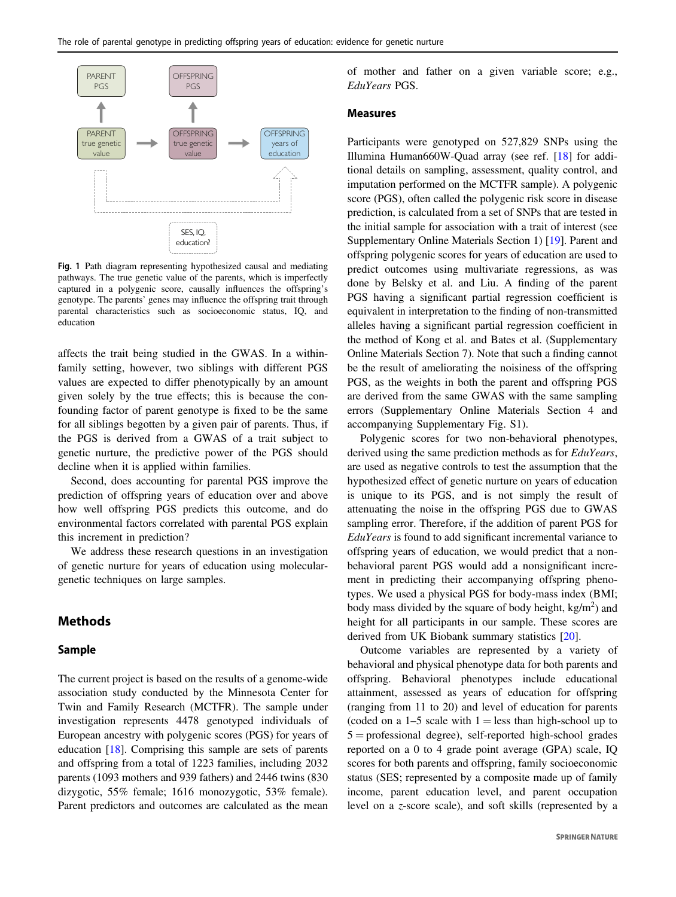**Fig. 1** Path diagram representing hypothesized causal and mediating pathways. The true genetic value of the parents, which is imperfectly captured in a polygenic score, causally influences the offspring's genotype. The parents' genes may influence the offspring trait through parental characteristics such as socioeconomic status, IQ, and education

affects the trait being studied in the GWAS. In a within-family setting, however, two siblings with different PGS values are expected to differ phenotypically by an amount given solely by the true effects; this is because the confounding factor of parent genotype is fixed to be the same for all siblings begotten by a given pair of parents. Thus, if the PGS is derived from a GWAS of a trait subject to genetic nurture, the predictive power of the PGS should decline when it is applied within families.

Second, does accounting for parental PGS improve the prediction of offspring years of education over and above how well offspring PGS predicts this outcome, and do environmental factors correlated with parental PGS explain this increment in prediction?

We address these research questions in an investigation of genetic nurture for years of education using molecular-genetic techniques on large samples.

## Methods

### Sample

The current project is based on the results of a genome-wide association study conducted by the Minnesota Center for Twin and Family Research (MCTFR). The sample under investigation represents 4478 genotyped individuals of European ancestry with polygenic scores (PGS) for years of education [18]. Comprising this sample are sets of parents and offspring from a total of 1223 families, including 2032 parents (1093 mothers and 939 fathers) and 2446 twins (830 dizygotic, 55% female; 1616 monozygotic, 53% female). Parent predictors and outcomes are calculated as the mean of mother and father on a given variable score; e.g., *EduYears* PGS.

### Measures

Participants were genotyped on 527,829 SNPs using the Illumina Human660W-Quad array (see ref. [18] for additional details on sampling, assessment, quality control, and imputation performed on the MCTFR sample). A polygenic score (PGS), often called the polygenic risk score in disease prediction, is calculated from a set of SNPs that are tested in the initial sample for association with a trait of interest (see Supplementary Online Materials Section 1) [19]. Parent and offspring polygenic scores for years of education are used to predict outcomes using multivariate regressions, as was done by Belsky et al. and Liu. A finding of the parent PGS having a significant partial regression coefficient is equivalent in interpretation to the finding of non-transmitted alleles having a significant partial regression coefficient in the method of Kong et al. and Bates et al. (Supplementary Online Materials Section 7). Note that such a finding cannot be the result of ameliorating the noisiness of the offspring PGS, as the weights in both the parent and offspring PGS are derived from the same GWAS with the same sampling errors (Supplementary Online Materials Section 4 and accompanying Supplementary Fig. S1).

Polygenic scores for two non-behavioral phenotypes, derived using the same prediction methods as for *EduYears*, are used as negative controls to test the assumption that the hypothesized effect of genetic nurture on years of education is unique to its PGS, and is not simply the result of attenuating the noise in the offspring PGS due to GWAS sampling error. Therefore, if the addition of parent PGS for *EduYears* is found to add significant incremental variance to offspring years of education, we would predict that a non-behavioral parent PGS would add a nonsignificant increment in predicting their accompanying offspring phenotypes. We used a physical PGS for body-mass index (BMI; body mass divided by the square of body height, kg/m$^2$) and height for all participants in our sample. These scores are derived from UK Biobank summary statistics [20].

Outcome variables are represented by a variety of behavioral and physical phenotype data for both parents and offspring. Behavioral phenotypes include educational attainment, assessed as years of education for offspring (ranging from 11 to 20) and level of education for parents (coded on a 1–5 scale with 1 = less than high-school up to 5 = professional degree), self-reported high-school grades reported on a 0 to 4 grade point average (GPA) scale, IQ scores for both parents and offspring, family socioeconomic status (SES; represented by a composite made up of family income, parent education level, and parent occupation level on a $z$-score scale), and soft skills (represented by a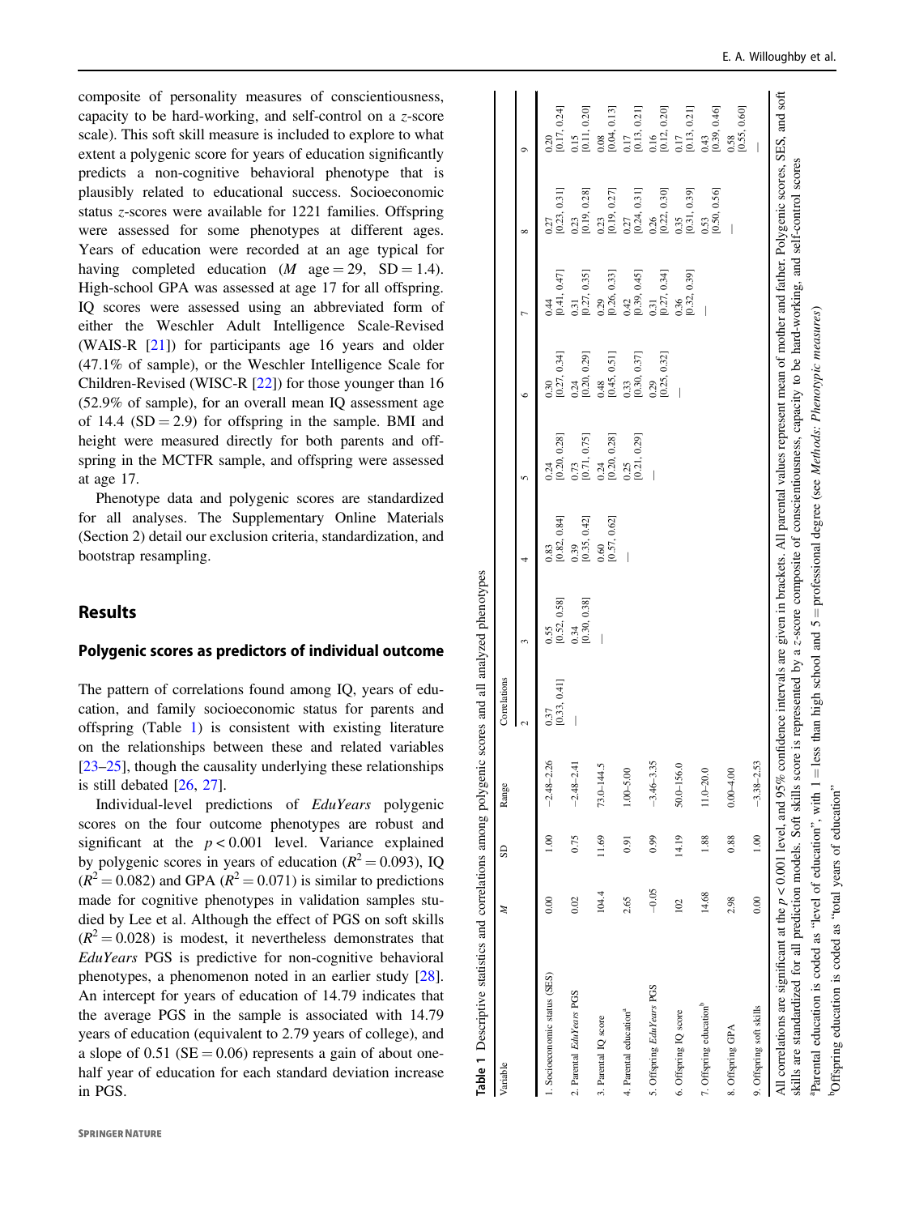composite of personality measures of conscientiousness, capacity to be hard-working, and self-control on a z-score scale). This soft skill measure is included to explore to what extent a polygenic score for years of education significantly predicts a non-cognitive behavioral phenotype that is plausibly related to educational success. Socioeconomic status z-scores were available for 1221 families. Offspring were assessed for some phenotypes at different ages. Years of education were recorded at an age typical for having completed education ($M$ age = 29, SD = 1.4). High-school GPA was assessed at age 17 for all offspring. IQ scores were assessed using an abbreviated form of either the Weschler Adult Intelligence Scale-Revised (WAIS-R [21]) for participants age 16 years and older (47.1% of sample), or the Weschler Intelligence Scale for Children-Revised (WISC-R [22]) for those younger than 16 (52.9% of sample), for an overall mean IQ assessment age of 14.4 (SD = 2.9) for offspring in the sample. BMI and height were measured directly for both parents and offspring in the MCTFR sample, and offspring were assessed at age 17.

Phenotype data and polygenic scores are standardized for all analyses. The Supplementary Online Materials (Section 2) detail our exclusion criteria, standardization, and bootstrap resampling.

## Results

### Polygenic scores as predictors of individual outcome

The pattern of correlations found among IQ, years of education, and family socioeconomic status for parents and offspring (Table 1) is consistent with existing literature on the relationships between these and related variables [23–25], though the causality underlying these relationships is still debated [26, 27].

Individual-level predictions of *EduYears* polygenic scores on the four outcome phenotypes are robust and significant at the $p < 0.001$ level. Variance explained by polygenic scores in years of education ($R^2 = 0.093$), IQ ($R^2 = 0.082$) and GPA ($R^2 = 0.071$) is similar to predictions made for cognitive phenotypes in validation samples studied by Lee et al. Although the effect of PGS on soft skills ($R^2 = 0.028$) is modest, it nevertheless demonstrates that *EduYears* PGS is predictive for non-cognitive behavioral phenotypes, a phenomenon noted in an earlier study [28]. An intercept for years of education of 14.79 indicates that the average PGS in the sample is associated with 14.79 years of education (equivalent to 2.79 years of college), and a slope of 0.51 (SE = 0.06) represents a gain of about one-half year of education for each standard deviation increase in PGS.

**Table 1** Descriptive statistics and correlations among polygenic scores and all analyzed phenotypes

| Variable | $M$ | SD | Range | Correlations 2 | 3 | 4 | 5 | 6 | 7 | 8 | 9 |
|---|---|---|---|---|---|---|---|---|---|---|---|
| 1. Socioeconomic status (SES) | 0.00 | 1.00 | −2.48–2.26 | 0.37 [0.33, 0.41] | 0.55 [0.52, 0.58] | 0.83 [0.82, 0.84] | 0.24 [0.20, 0.28] | 0.30 [0.27, 0.34] | 0.44 [0.41, 0.47] | 0.27 [0.23, 0.31] | 0.20 [0.17, 0.24] |
| 2. Parental *EduYears* PGS | 0.02 | 0.75 | −2.48–2.41 | — | 0.34 [0.30, 0.38] | 0.39 [0.35, 0.42] | 0.73 [0.71, 0.75] | 0.24 [0.20, 0.29] | 0.31 [0.27, 0.35] | 0.23 [0.19, 0.28] | 0.15 [0.11, 0.20] |
| 3. Parental IQ score | 104.4 | 11.69 | 73.0–144.5 | | — | 0.60 [0.57, 0.62] | 0.24 [0.20, 0.28] | 0.48 [0.45, 0.51] | 0.29 [0.26, 0.33] | 0.23 [0.19, 0.27] | 0.08 [0.04, 0.13] |
| 4. Parental education[a] | 2.65 | 0.91 | 1.00–5.00 | | | — | 0.25 [0.21, 0.29] | 0.33 [0.30, 0.37] | 0.42 [0.39, 0.45] | 0.27 [0.24, 0.31] | 0.17 [0.13, 0.21] |
| 5. Offspring *EduYears* PGS | −0.05 | 0.99 | −3.46–3.35 | | | | — | 0.29 [0.25, 0.32] | 0.31 [0.27, 0.34] | 0.26 [0.22, 0.30] | 0.16 [0.12, 0.20] |
| 6. Offspring IQ score | 102 | 14.19 | 50.0–156.0 | | | | | — | 0.36 [0.32, 0.39] | 0.35 [0.31, 0.39] | 0.17 [0.13, 0.21] |
| 7. Offspring education[b] | 14.68 | 1.88 | 11.0–20.0 | | | | | | — | 0.53 [0.50, 0.56] | 0.43 [0.39, 0.46] |
| 8. Offspring GPA | 2.98 | 0.88 | 0.00–4.00 | | | | | | | — | 0.58 [0.55, 0.60] |
| 9. Offspring soft skills | 0.00 | 1.00 | −3.38–2.53 | | | | | | | | — |

All correlations are significant at the $p < 0.001$ level, and 95% confidence intervals are given in brackets. All parental values represent mean of mother and father. Polygenic scores, SES, and soft skills are standardized for all prediction models. Soft skills score is represented by a z-score composite of conscientiousness, capacity to be hard-working, and self-control scores

[a]Parental education is coded as "level of education", with 1 = less than high school and 5 = professional degree (see *Methods: Phenotypic measures*)

[b]Offspring education is coded as "total years of education"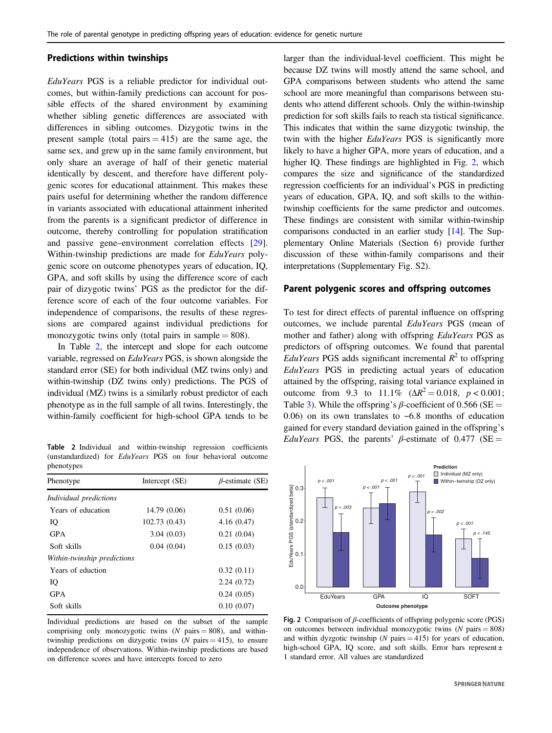## Predictions within twinships

*EduYears* PGS is a reliable predictor for individual outcomes, but within-family predictions can account for possible effects of the shared environment by examining whether sibling genetic differences are associated with differences in sibling outcomes. Dizygotic twins in the present sample (total pairs = 415) are the same age, the same sex, and grew up in the same family environment, but only share an average of half of their genetic material identically by descent, and therefore have different polygenic scores for educational attainment. This makes these pairs useful for determining whether the random difference in variants associated with educational attainment inherited from the parents is a significant predictor of difference in outcome, thereby controlling for population stratification and passive gene–environment correlation effects [29]. Within-twinship predictions are made for *EduYears* polygenic score on outcome phenotypes years of education, IQ, GPA, and soft skills by using the difference score of each pair of dizygotic twins' PGS as the predictor for the difference score of each of the four outcome variables. For independence of comparisons, the results of these regressions are compared against individual predictions for monozygotic twins only (total pairs in sample = 808).

In Table 2, the intercept and slope for each outcome variable, regressed on *EduYears* PGS, is shown alongside the standard error (SE) for both individual (MZ twins only) and within-twinship (DZ twins only) predictions. The PGS of individual (MZ) twins is a similarly robust predictor of each phenotype as in the full sample of all twins. Interestingly, the within-family coefficient for high-school GPA tends to be larger than the individual-level coefficient. This might be because DZ twins will mostly attend the same school, and GPA comparisons between students who attend the same school are more meaningful than comparisons between students who attend different schools. Only the within-twinship prediction for soft skills fails to reach sta tistical significance. This indicates that within the same dizygotic twinship, the twin with the higher *EduYears* PGS is significantly more likely to have a higher GPA, more years of education, and a higher IQ. These findings are highlighted in Fig. 2, which compares the size and significance of the standardized regression coefficients for an individual's PGS in predicting years of education, GPA, IQ, and soft skills to the within-twinship coefficients for the same predictor and outcomes. These findings are consistent with similar within-twinship comparisons conducted in an earlier study [14]. The Supplementary Online Materials (Section 6) provide further discussion of these within-family comparisons and their interpretations (Supplementary Fig. S2).

**Table 2** Individual and within-twinship regression coefficients (unstandardized) for *EduYears* PGS on four behavioral outcome phenotypes

| Phenotype | Intercept (SE) | $\beta$-estimate (SE) |
|---|---|---|
| *Individual predictions* | | |
| Years of education | 14.79 (0.06) | 0.51 (0.06) |
| IQ | 102.73 (0.43) | 4.16 (0.47) |
| GPA | 3.04 (0.03) | 0.21 (0.04) |
| Soft skills | 0.04 (0.04) | 0.15 (0.03) |
| *Within-twinship predictions* | | |
| Years of eduction | | 0.32 (0.11) |
| IQ | | 2.24 (0.72) |
| GPA | | 0.24 (0.05) |
| Soft skills | | 0.10 (0.07) |

Individual predictions are based on the subset of the sample comprising only monozygotic twins ($N$ pairs = 808), and within-twinship predictions on dizygotic twins ($N$ pairs = 415), to ensure independence of observations. Within-twinship predictions are based on difference scores and have intercepts forced to zero

Prediction
Individual (MZ only)
Within–twinship (DZ only)
EduYears PGS (standardized beta)
0.0
0.1
0.2
0.3
p < .001
p = .003
p < .001
p < .001
p < .001
p = .002
p < .001
p = .145
EduYears
GPA
IQ
SOFT
Outcome phenotype

**Fig. 2** Comparison of $\beta$-coefficients of offspring polygenic score (PGS) on outcomes between individual monozygotic twins ($N$ pairs = 808) and within dyzogotic twinship ($N$ pairs = 415) for years of education, high-school GPA, IQ score, and soft skills. Error bars represent ± 1 standard error. All values are standardized

## Parent polygenic scores and offspring outcomes

To test for direct effects of parental influence on offspring outcomes, we include parental *EduYears* PGS (mean of mother and father) along with offspring *EduYears* PGS as predictors of offspring outcomes. We found that parental *EduYears* PGS adds significant incremental $R^2$ to offspring *EduYears* PGS in predicting actual years of education attained by the offspring, raising total variance explained in outcome from 9.3 to 11.1% ($\Delta R^2 = 0.018$, $p < 0.001$; Table 3). While the offspring's $\beta$-coefficient of 0.566 (SE = 0.06) on its own translates to ~6.8 months of education gained for every standard deviation gained in the offspring's *EduYears* PGS, the parents' $\beta$-estimate of 0.477 (SE =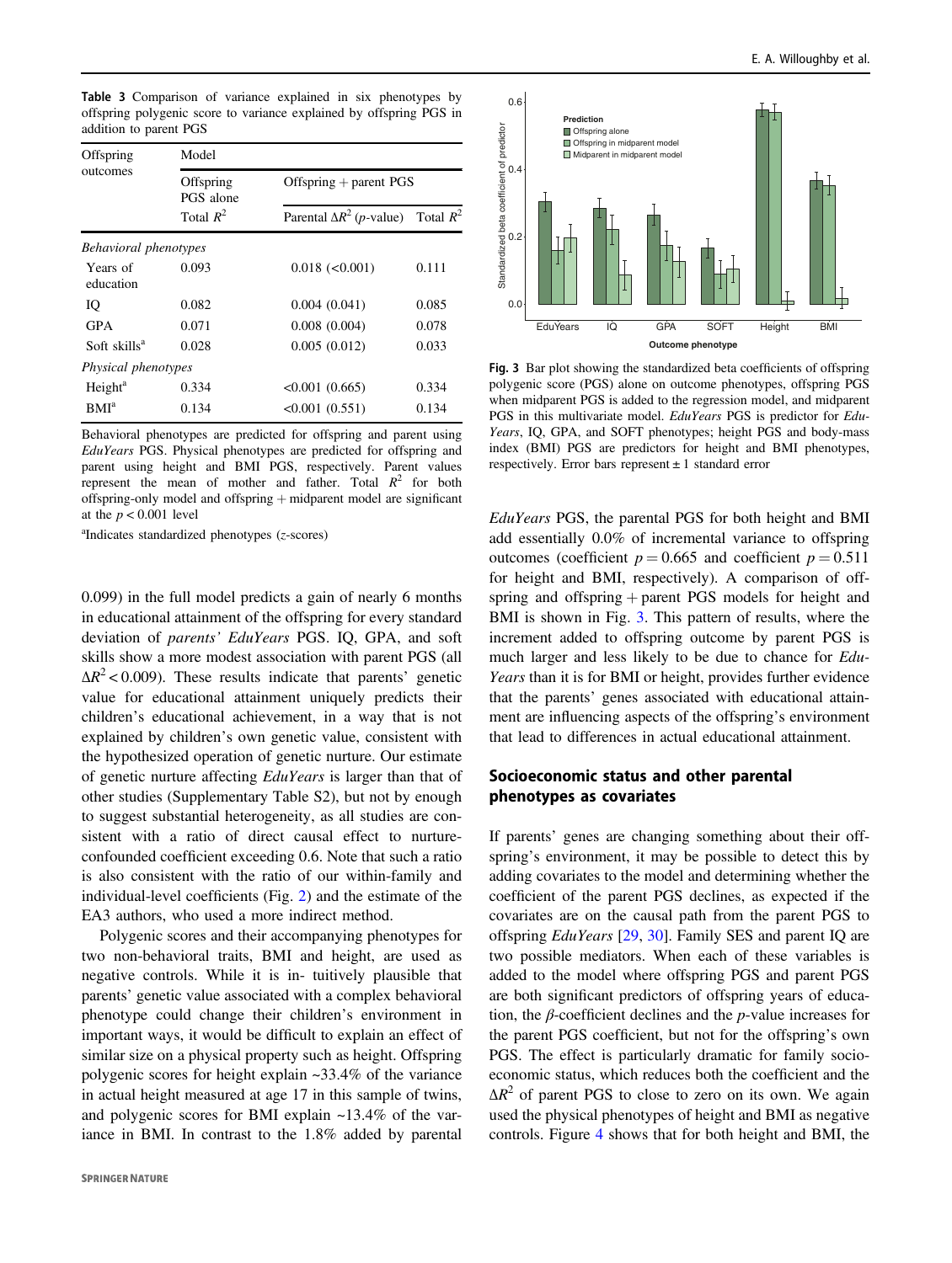**Table 3** Comparison of variance explained in six phenotypes by offspring polygenic score to variance explained by offspring PGS in addition to parent PGS

| Offspring outcomes | Model | | |
|---|---|---|---|
| | Offspring PGS alone | Offspring + parent PGS | |
| | Total $R^2$ | Parental $\Delta R^2$ ($p$-value) | Total $R^2$ |
| *Behavioral phenotypes* | | | |
| Years of education | 0.093 | 0.018 (<0.001) | 0.111 |
| IQ | 0.082 | 0.004 (0.041) | 0.085 |
| GPA | 0.071 | 0.008 (0.004) | 0.078 |
| Soft skills[a] | 0.028 | 0.005 (0.012) | 0.033 |
| *Physical phenotypes* | | | |
| Height[a] | 0.334 | <0.001 (0.665) | 0.334 |
| BMI[a] | 0.134 | <0.001 (0.551) | 0.134 |

Behavioral phenotypes are predicted for offspring and parent using *EduYears* PGS. Physical phenotypes are predicted for offspring and parent using height and BMI PGS, respectively. Parent values represent the mean of mother and father. Total $R^2$ for both offspring-only model and offspring + midparent model are significant at the $p < 0.001$ level

[a]Indicates standardized phenotypes ($z$-scores)

0.099) in the full model predicts a gain of nearly 6 months in educational attainment of the offspring for every standard deviation of *parents' EduYears* PGS. IQ, GPA, and soft skills show a more modest association with parent PGS (all $\Delta R^2 < 0.009$). These results indicate that parents' genetic value for educational attainment uniquely predicts their children's educational achievement, in a way that is not explained by children's own genetic value, consistent with the hypothesized operation of genetic nurture. Our estimate of genetic nurture affecting *EduYears* is larger than that of other studies (Supplementary Table S2), but not by enough to suggest substantial heterogeneity, as all studies are consistent with a ratio of direct causal effect to nurture-confounded coefficient exceeding 0.6. Note that such a ratio is also consistent with the ratio of our within-family and individual-level coefficients (Fig. 2) and the estimate of the EA3 authors, who used a more indirect method.

Polygenic scores and their accompanying phenotypes for two non-behavioral traits, BMI and height, are used as negative controls. While it is in- tuitively plausible that parents' genetic value associated with a complex behavioral phenotype could change their children's environment in important ways, it would be difficult to explain an effect of similar size on a physical property such as height. Offspring polygenic scores for height explain ~33.4% of the variance in actual height measured at age 17 in this sample of twins, and polygenic scores for BMI explain ~13.4% of the variance in BMI. In contrast to the 1.8% added by parental

**Fig. 3** Bar plot showing the standardized beta coefficients of offspring polygenic score (PGS) alone on outcome phenotypes, offspring PGS when midparent PGS is added to the regression model, and midparent PGS in this multivariate model. *EduYears* PGS is predictor for *EduYears*, IQ, GPA, and SOFT phenotypes; height PGS and body-mass index (BMI) PGS are predictors for height and BMI phenotypes, respectively. Error bars represent ± 1 standard error

*EduYears* PGS, the parental PGS for both height and BMI add essentially 0.0% of incremental variance to offspring outcomes (coefficient $p = 0.665$ and coefficient $p = 0.511$ for height and BMI, respectively). A comparison of offspring and offspring + parent PGS models for height and BMI is shown in Fig. 3. This pattern of results, where the increment added to offspring outcome by parent PGS is much larger and less likely to be due to chance for *EduYears* than it is for BMI or height, provides further evidence that the parents' genes associated with educational attainment are influencing aspects of the offspring's environment that lead to differences in actual educational attainment.

## Socioeconomic status and other parental phenotypes as covariates

If parents' genes are changing something about their offspring's environment, it may be possible to detect this by adding covariates to the model and determining whether the coefficient of the parent PGS declines, as expected if the covariates are on the causal path from the parent PGS to offspring *EduYears* [29, 30]. Family SES and parent IQ are two possible mediators. When each of these variables is added to the model where offspring PGS and parent PGS are both significant predictors of offspring years of education, the $\beta$-coefficient declines and the $p$-value increases for the parent PGS coefficient, but not for the offspring's own PGS. The effect is particularly dramatic for family socioeconomic status, which reduces both the coefficient and the $\Delta R^2$ of parent PGS to close to zero on its own. We again used the physical phenotypes of height and BMI as negative controls. Figure 4 shows that for both height and BMI, the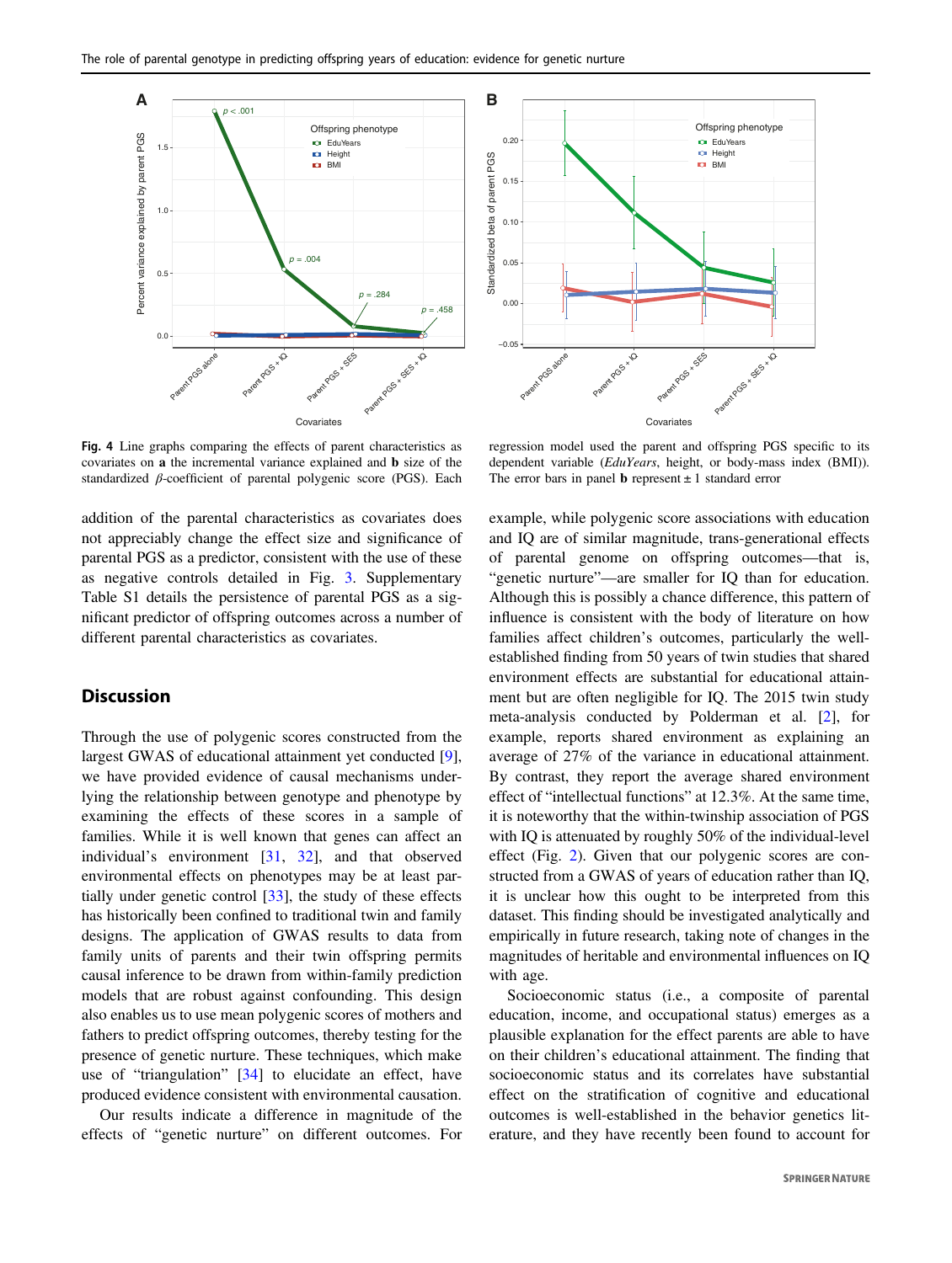**Fig. 4** Line graphs comparing the effects of parent characteristics as covariates on **a** the incremental variance explained and **b** size of the standardized $\beta$-coefficient of parental polygenic score (PGS). Each regression model used the parent and offspring PGS specific to its dependent variable (*EduYears*, height, or body-mass index (BMI)). The error bars in panel **b** represent ± 1 standard error

addition of the parental characteristics as covariates does not appreciably change the effect size and significance of parental PGS as a predictor, consistent with the use of these as negative controls detailed in Fig. 3. Supplementary Table S1 details the persistence of parental PGS as a significant predictor of offspring outcomes across a number of different parental characteristics as covariates.

## Discussion

Through the use of polygenic scores constructed from the largest GWAS of educational attainment yet conducted [9], we have provided evidence of causal mechanisms underlying the relationship between genotype and phenotype by examining the effects of these scores in a sample of families. While it is well known that genes can affect an individual's environment [31, 32], and that observed environmental effects on phenotypes may be at least partially under genetic control [33], the study of these effects has historically been confined to traditional twin and family designs. The application of GWAS results to data from family units of parents and their twin offspring permits causal inference to be drawn from within-family prediction models that are robust against confounding. This design also enables us to use mean polygenic scores of mothers and fathers to predict offspring outcomes, thereby testing for the presence of genetic nurture. These techniques, which make use of "triangulation" [34] to elucidate an effect, have produced evidence consistent with environmental causation.

Our results indicate a difference in magnitude of the effects of "genetic nurture" on different outcomes. For example, while polygenic score associations with education and IQ are of similar magnitude, trans-generational effects of parental genome on offspring outcomes—that is, "genetic nurture"—are smaller for IQ than for education. Although this is possibly a chance difference, this pattern of influence is consistent with the body of literature on how families affect children's outcomes, particularly the well-established finding from 50 years of twin studies that shared environment effects are substantial for educational attainment but are often negligible for IQ. The 2015 twin study meta-analysis conducted by Polderman et al. [2], for example, reports shared environment as explaining an average of 27% of the variance in educational attainment. By contrast, they report the average shared environment effect of "intellectual functions" at 12.3%. At the same time, it is noteworthy that the within-twinship association of PGS with IQ is attenuated by roughly 50% of the individual-level effect (Fig. 2). Given that our polygenic scores are constructed from a GWAS of years of education rather than IQ, it is unclear how this ought to be interpreted from this dataset. This finding should be investigated analytically and empirically in future research, taking note of changes in the magnitudes of heritable and environmental influences on IQ with age.

Socioeconomic status (i.e., a composite of parental education, income, and occupational status) emerges as a plausible explanation for the effect parents are able to have on their children's educational attainment. The finding that socioeconomic status and its correlates have substantial effect on the stratification of cognitive and educational outcomes is well-established in the behavior genetics literature, and they have recently been found to account for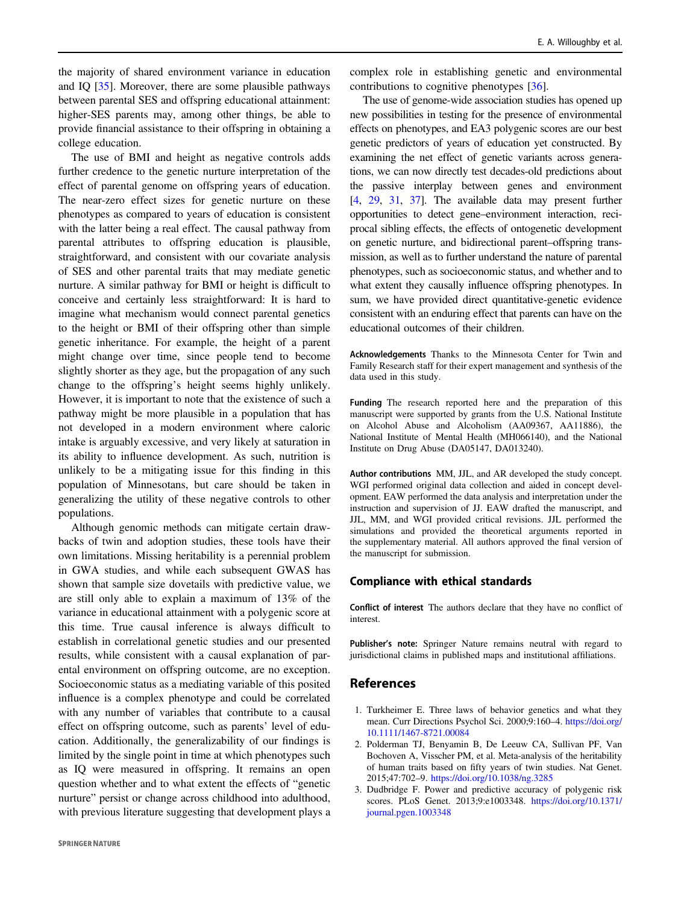the majority of shared environment variance in education and IQ [35]. Moreover, there are some plausible pathways between parental SES and offspring educational attainment: higher-SES parents may, among other things, be able to provide financial assistance to their offspring in obtaining a college education.

The use of BMI and height as negative controls adds further credence to the genetic nurture interpretation of the effect of parental genome on offspring years of education. The near-zero effect sizes for genetic nurture on these phenotypes as compared to years of education is consistent with the latter being a real effect. The causal pathway from parental attributes to offspring education is plausible, straightforward, and consistent with our covariate analysis of SES and other parental traits that may mediate genetic nurture. A similar pathway for BMI or height is difficult to conceive and certainly less straightforward: It is hard to imagine what mechanism would connect parental genetics to the height or BMI of their offspring other than simple genetic inheritance. For example, the height of a parent might change over time, since people tend to become slightly shorter as they age, but the propagation of any such change to the offspring's height seems highly unlikely. However, it is important to note that the existence of such a pathway might be more plausible in a population that has not developed in a modern environment where caloric intake is arguably excessive, and very likely at saturation in its ability to influence development. As such, nutrition is unlikely to be a mitigating issue for this finding in this population of Minnesotans, but care should be taken in generalizing the utility of these negative controls to other populations.

Although genomic methods can mitigate certain drawbacks of twin and adoption studies, these tools have their own limitations. Missing heritability is a perennial problem in GWA studies, and while each subsequent GWAS has shown that sample size dovetails with predictive value, we are still only able to explain a maximum of 13% of the variance in educational attainment with a polygenic score at this time. True causal inference is always difficult to establish in correlational genetic studies and our presented results, while consistent with a causal explanation of parental environment on offspring outcome, are no exception. Socioeconomic status as a mediating variable of this posited influence is a complex phenotype and could be correlated with any number of variables that contribute to a causal effect on offspring outcome, such as parents' level of education. Additionally, the generalizability of our findings is limited by the single point in time at which phenotypes such as IQ were measured in offspring. It remains an open question whether and to what extent the effects of "genetic nurture" persist or change across childhood into adulthood, with previous literature suggesting that development plays a complex role in establishing genetic and environmental contributions to cognitive phenotypes [36].

The use of genome-wide association studies has opened up new possibilities in testing for the presence of environmental effects on phenotypes, and EA3 polygenic scores are our best genetic predictors of years of education yet constructed. By examining the net effect of genetic variants across generations, we can now directly test decades-old predictions about the passive interplay between genes and environment [4, 29, 31, 37]. The available data may present further opportunities to detect gene–environment interaction, reciprocal sibling effects, the effects of ontogenetic development on genetic nurture, and bidirectional parent–offspring transmission, as well as to further understand the nature of parental phenotypes, such as socioeconomic status, and whether and to what extent they causally influence offspring phenotypes. In sum, we have provided direct quantitative-genetic evidence consistent with an enduring effect that parents can have on the educational outcomes of their children.

**Acknowledgements** Thanks to the Minnesota Center for Twin and Family Research staff for their expert management and synthesis of the data used in this study.

**Funding** The research reported here and the preparation of this manuscript were supported by grants from the U.S. National Institute on Alcohol Abuse and Alcoholism (AA09367, AA11886), the National Institute of Mental Health (MH066140), and the National Institute on Drug Abuse (DA05147, DA013240).

**Author contributions** MM, JJL, and AR developed the study concept. WGI performed original data collection and aided in concept development. EAW performed the data analysis and interpretation under the instruction and supervision of JJ. EAW drafted the manuscript, and JJL, MM, and WGI provided critical revisions. JJL performed the simulations and provided the theoretical arguments reported in the supplementary material. All authors approved the final version of the manuscript for submission.

## Compliance with ethical standards

**Conflict of interest** The authors declare that they have no conflict of interest.

**Publisher's note:** Springer Nature remains neutral with regard to jurisdictional claims in published maps and institutional affiliations.

## References

1. Turkheimer E. Three laws of behavior genetics and what they mean. Curr Directions Psychol Sci. 2000;9:160–4. https://doi.org/10.1111/1467-8721.00084
2. Polderman TJ, Benyamin B, De Leeuw CA, Sullivan PF, Van Bochoven A, Visscher PM, et al. Meta-analysis of the heritability of human traits based on fifty years of twin studies. Nat Genet. 2015;47:702–9. https://doi.org/10.1038/ng.3285
3. Dudbridge F. Power and predictive accuracy of polygenic risk scores. PLoS Genet. 2013;9:e1003348. https://doi.org/10.1371/journal.pgen.1003348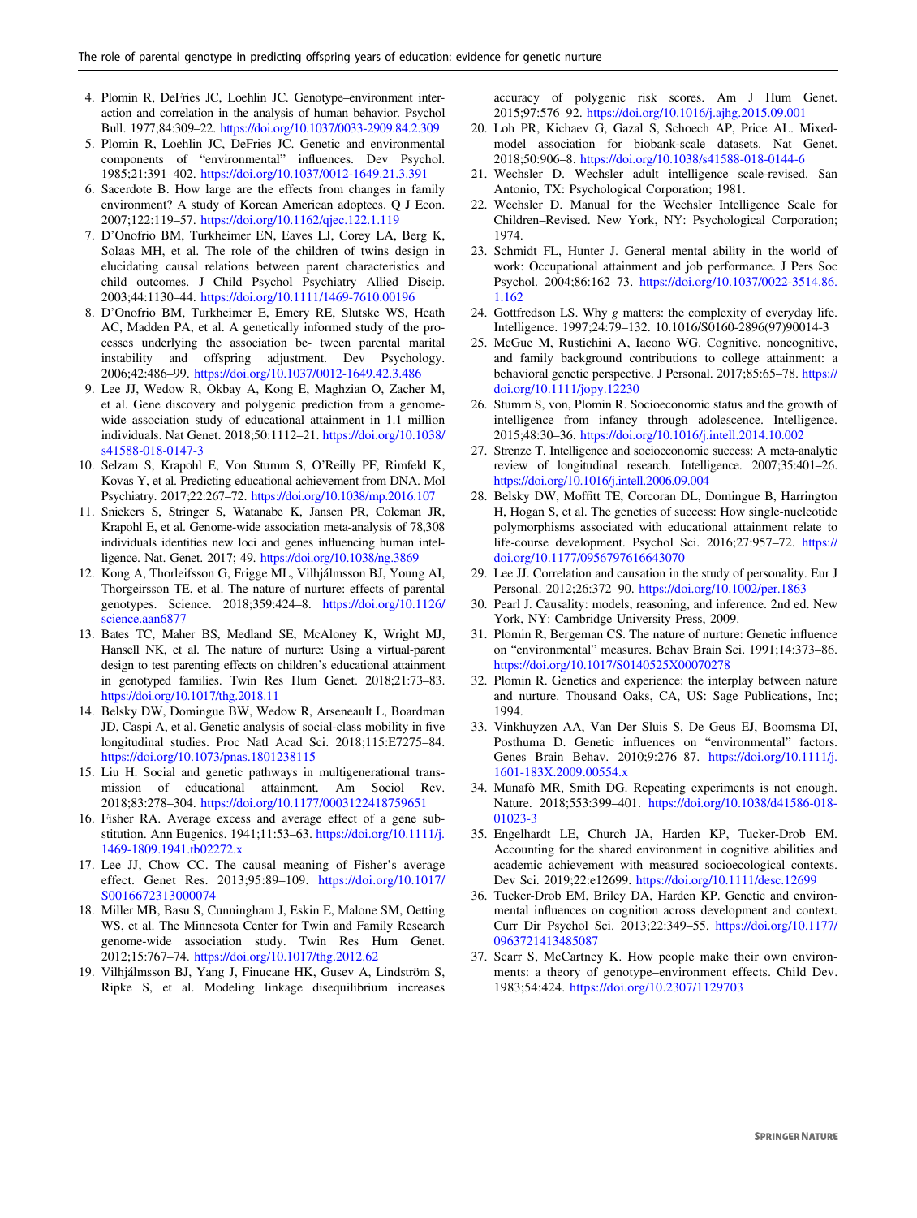4. Plomin R, DeFries JC, Loehlin JC. Genotype–environment interaction and correlation in the analysis of human behavior. Psychol Bull. 1977;84:309–22. https://doi.org/10.1037/0033-2909.84.2.309
5. Plomin R, Loehlin JC, DeFries JC. Genetic and environmental components of "environmental" influences. Dev Psychol. 1985;21:391–402. https://doi.org/10.1037/0012-1649.21.3.391
6. Sacerdote B. How large are the effects from changes in family environment? A study of Korean American adoptees. Q J Econ. 2007;122:119–57. https://doi.org/10.1162/qjec.122.1.119
7. D'Onofrio BM, Turkheimer EN, Eaves LJ, Corey LA, Berg K, Solaas MH, et al. The role of the children of twins design in elucidating causal relations between parent characteristics and child outcomes. J Child Psychol Psychiatry Allied Discip. 2003;44:1130–44. https://doi.org/10.1111/1469-7610.00196
8. D'Onofrio BM, Turkheimer E, Emery RE, Slutske WS, Heath AC, Madden PA, et al. A genetically informed study of the processes underlying the association be- tween parental marital instability and offspring adjustment. Dev Psychology. 2006;42:486–99. https://doi.org/10.1037/0012-1649.42.3.486
9. Lee JJ, Wedow R, Okbay A, Kong E, Maghzian O, Zacher M, et al. Gene discovery and polygenic prediction from a genome-wide association study of educational attainment in 1.1 million individuals. Nat Genet. 2018;50:1112–21. https://doi.org/10.1038/s41588-018-0147-3
10. Selzam S, Krapohl E, Von Stumm S, O'Reilly PF, Rimfeld K, Kovas Y, et al. Predicting educational achievement from DNA. Mol Psychiatry. 2017;22:267–72. https://doi.org/10.1038/mp.2016.107
11. Sniekers S, Stringer S, Watanabe K, Jansen PR, Coleman JR, Krapohl E, et al. Genome-wide association meta-analysis of 78,308 individuals identifies new loci and genes influencing human intelligence. Nat. Genet. 2017; 49. https://doi.org/10.1038/ng.3869
12. Kong A, Thorleifsson G, Frigge ML, Vilhjálmsson BJ, Young AI, Thorgeirsson TE, et al. The nature of nurture: effects of parental genotypes. Science. 2018;359:424–8. https://doi.org/10.1126/science.aan6877
13. Bates TC, Maher BS, Medland SE, McAloney K, Wright MJ, Hansell NK, et al. The nature of nurture: Using a virtual-parent design to test parenting effects on children's educational attainment in genotyped families. Twin Res Hum Genet. 2018;21:73–83. https://doi.org/10.1017/thg.2018.11
14. Belsky DW, Domingue BW, Wedow R, Arseneault L, Boardman JD, Caspi A, et al. Genetic analysis of social-class mobility in five longitudinal studies. Proc Natl Acad Sci. 2018;115:E7275–84. https://doi.org/10.1073/pnas.1801238115
15. Liu H. Social and genetic pathways in multigenerational transmission of educational attainment. Am Sociol Rev. 2018;83:278–304. https://doi.org/10.1177/0003122418759651
16. Fisher RA. Average excess and average effect of a gene substitution. Ann Eugenics. 1941;11:53–63. https://doi.org/10.1111/j.1469-1809.1941.tb02272.x
17. Lee JJ, Chow CC. The causal meaning of Fisher's average effect. Genet Res. 2013;95:89–109. https://doi.org/10.1017/S0016672313000074
18. Miller MB, Basu S, Cunningham J, Eskin E, Malone SM, Oetting WS, et al. The Minnesota Center for Twin and Family Research genome-wide association study. Twin Res Hum Genet. 2012;15:767–74. https://doi.org/10.1017/thg.2012.62
19. Vilhjálmsson BJ, Yang J, Finucane HK, Gusev A, Lindström S, Ripke S, et al. Modeling linkage disequilibrium increases accuracy of polygenic risk scores. Am J Hum Genet. 2015;97:576–92. https://doi.org/10.1016/j.ajhg.2015.09.001
20. Loh PR, Kichaev G, Gazal S, Schoech AP, Price AL. Mixed-model association for biobank-scale datasets. Nat Genet. 2018;50:906–8. https://doi.org/10.1038/s41588-018-0144-6
21. Wechsler D. Wechsler adult intelligence scale-revised. San Antonio, TX: Psychological Corporation; 1981.
22. Wechsler D. Manual for the Wechsler Intelligence Scale for Children–Revised. New York, NY: Psychological Corporation; 1974.
23. Schmidt FL, Hunter J. General mental ability in the world of work: Occupational attainment and job performance. J Pers Soc Psychol. 2004;86:162–73. https://doi.org/10.1037/0022-3514.86.1.162
24. Gottfredson LS. Why *g* matters: the complexity of everyday life. Intelligence. 1997;24:79–132. 10.1016/S0160-2896(97)90014-3
25. McGue M, Rustichini A, Iacono WG. Cognitive, noncognitive, and family background contributions to college attainment: a behavioral genetic perspective. J Personal. 2017;85:65–78. https://doi.org/10.1111/jopy.12230
26. Stumm S, von, Plomin R. Socioeconomic status and the growth of intelligence from infancy through adolescence. Intelligence. 2015;48:30–36. https://doi.org/10.1016/j.intell.2014.10.002
27. Strenze T. Intelligence and socioeconomic success: A meta-analytic review of longitudinal research. Intelligence. 2007;35:401–26. https://doi.org/10.1016/j.intell.2006.09.004
28. Belsky DW, Moffitt TE, Corcoran DL, Domingue B, Harrington H, Hogan S, et al. The genetics of success: How single-nucleotide polymorphisms associated with educational attainment relate to life-course development. Psychol Sci. 2016;27:957–72. https://doi.org/10.1177/0956797616643070
29. Lee JJ. Correlation and causation in the study of personality. Eur J Personal. 2012;26:372–90. https://doi.org/10.1002/per.1863
30. Pearl J. Causality: models, reasoning, and inference. 2nd ed. New York, NY: Cambridge University Press, 2009.
31. Plomin R, Bergeman CS. The nature of nurture: Genetic influence on "environmental" measures. Behav Brain Sci. 1991;14:373–86. https://doi.org/10.1017/S0140525X00070278
32. Plomin R. Genetics and experience: the interplay between nature and nurture. Thousand Oaks, CA, US: Sage Publications, Inc; 1994.
33. Vinkhuyzen AA, Van Der Sluis S, De Geus EJ, Boomsma DI, Posthuma D. Genetic influences on "environmental" factors. Genes Brain Behav. 2010;9:276–87. https://doi.org/10.1111/j.1601-183X.2009.00554.x
34. Munafò MR, Smith DG. Repeating experiments is not enough. Nature. 2018;553:399–401. https://doi.org/10.1038/d41586-018-01023-3
35. Engelhardt LE, Church JA, Harden KP, Tucker-Drob EM. Accounting for the shared environment in cognitive abilities and academic achievement with measured socioecological contexts. Dev Sci. 2019;22:e12699. https://doi.org/10.1111/desc.12699
36. Tucker-Drob EM, Briley DA, Harden KP. Genetic and environmental influences on cognition across development and context. Curr Dir Psychol Sci. 2013;22:349–55. https://doi.org/10.1177/0963721413485087
37. Scarr S, McCartney K. How people make their own environments: a theory of genotype–environment effects. Child Dev. 1983;54:424. https://doi.org/10.2307/1129703